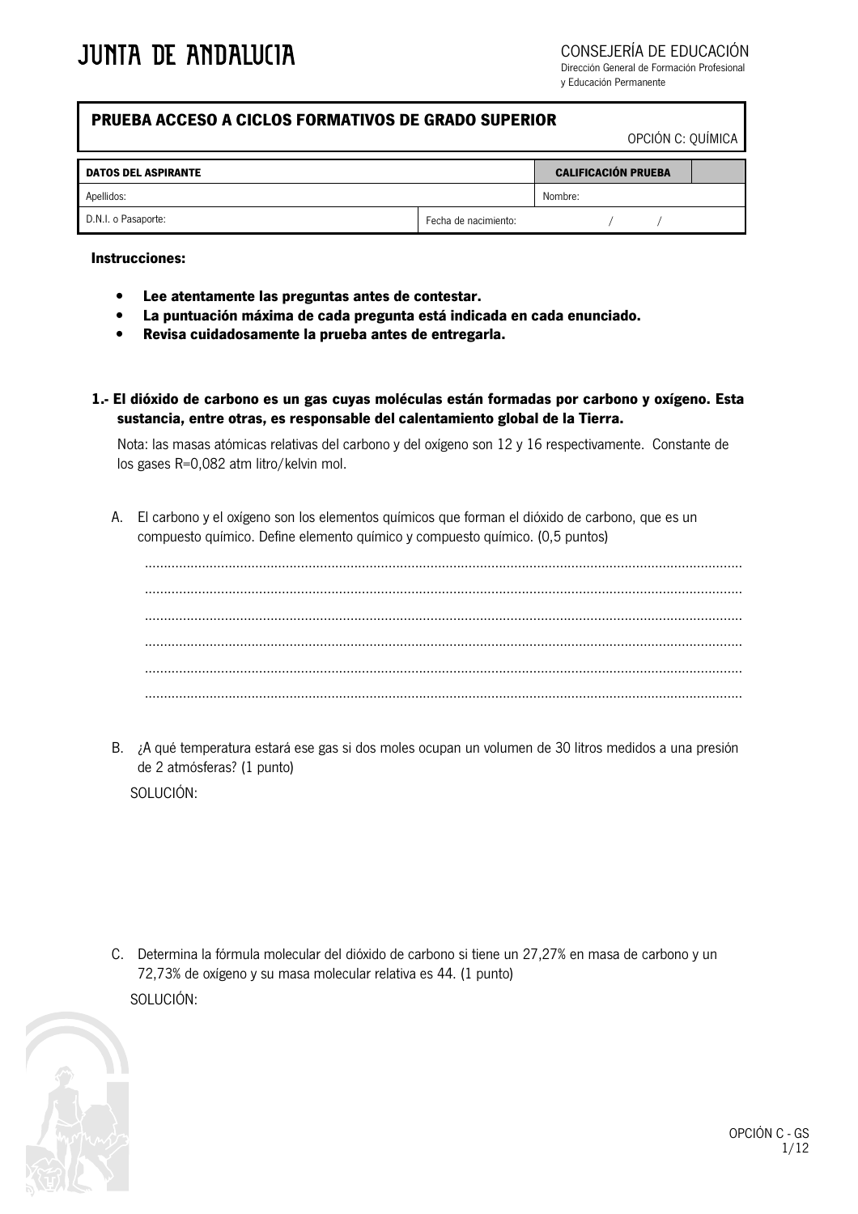JUNTA DE ANDALUCIA

CONSEJERÍA DE EDUCACIÓN
Dirección General de Formación Profesional
y Educación Permanente

| **PRUEBA ACCESO A CICLOS FORMATIVOS DE GRADO SUPERIOR** | | OPCIÓN C: QUÍMICA |
|---|---|---|

| **DATOS DEL ASPIRANTE** | | **CALIFICACIÓN PRUEBA** | |
|---|---|---|---|
| Apellidos: | | Nombre: | |
| D.N.I. o Pasaporte: | Fecha de nacimiento: / / | | |

**Instrucciones:**

- **Lee atentamente las preguntas antes de contestar.**
- **La puntuación máxima de cada pregunta está indicada en cada enunciado.**
- **Revisa cuidadosamente la prueba antes de entregarla.**

**1.- El dióxido de carbono es un gas cuyas moléculas están formadas por carbono y oxígeno. Esta sustancia, entre otras, es responsable del calentamiento global de la Tierra.**

Nota: las masas atómicas relativas del carbono y del oxígeno son 12 y 16 respectivamente. Constante de los gases R=0,082 atm litro/kelvin mol.

A. El carbono y el oxígeno son los elementos químicos que forman el dióxido de carbono, que es un compuesto químico. Define elemento químico y compuesto químico. (0,5 puntos)

..........................................................................................................................................................

..........................................................................................................................................................

..........................................................................................................................................................

..........................................................................................................................................................

..........................................................................................................................................................

..........................................................................................................................................................

B. ¿A qué temperatura estará ese gas si dos moles ocupan un volumen de 30 litros medidos a una presión de 2 atmósferas? (1 punto)

SOLUCIÓN:

C. Determina la fórmula molecular del dióxido de carbono si tiene un 27,27% en masa de carbono y un 72,73% de oxígeno y su masa molecular relativa es 44. (1 punto)

SOLUCIÓN: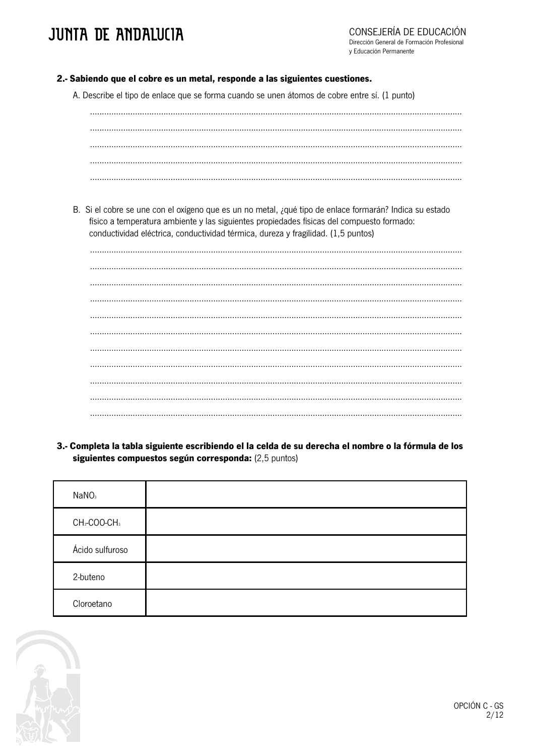**2.- Sabiendo que el cobre es un metal, responde a las siguientes cuestiones.**

A. Describe el tipo de enlace que se forma cuando se unen átomos de cobre entre sí. (1 punto)

B. Si el cobre se une con el oxígeno que es un no metal, ¿qué tipo de enlace formarán? Indica su estado físico a temperatura ambiente y las siguientes propiedades físicas del compuesto formado: conductividad eléctrica, conductividad térmica, dureza y fragilidad. (1,5 puntos)

**3.- Completa la tabla siguiente escribiendo el la celda de su derecha el nombre o la fórmula de los siguientes compuestos según corresponda:** (2,5 puntos)

| | |
|---|---|
| $NaNO_3$ | |
| $CH_3$-COO-$CH_3$ | |
| Ácido sulfuroso | |
| 2-buteno | |
| Cloroetano | |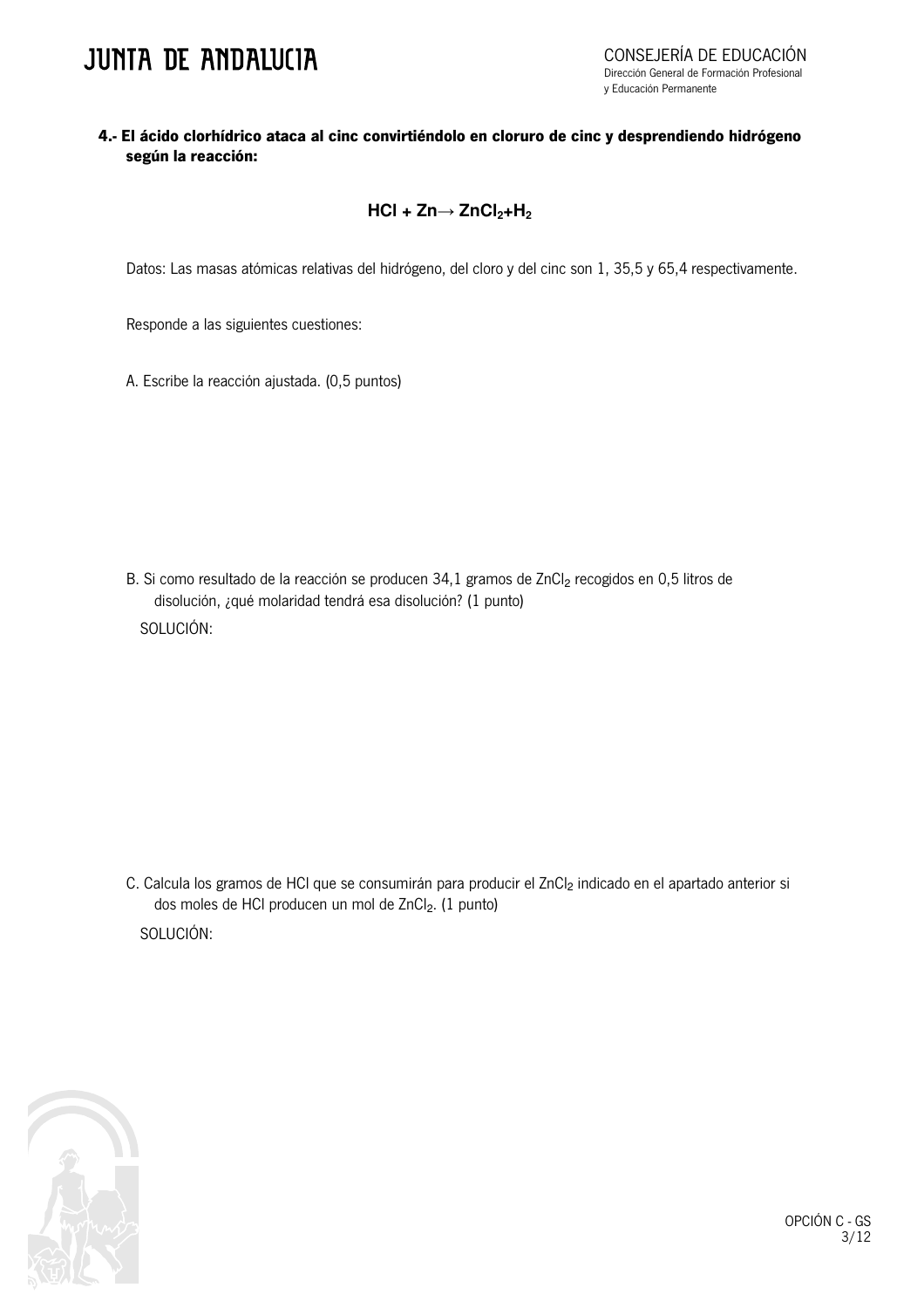**4.- El ácido clorhídrico ataca al cinc convirtiéndolo en cloruro de cinc y desprendiendo hidrógeno según la reacción:**

$$HCl + Zn \rightarrow ZnCl_2 + H_2$$

Datos: Las masas atómicas relativas del hidrógeno, del cloro y del cinc son 1, 35,5 y 65,4 respectivamente.

Responde a las siguientes cuestiones:

A. Escribe la reacción ajustada. (0,5 puntos)

B. Si como resultado de la reacción se producen 34,1 gramos de $ZnCl_2$ recogidos en 0,5 litros de disolución, ¿qué molaridad tendrá esa disolución? (1 punto)

SOLUCIÓN:

C. Calcula los gramos de HCl que se consumirán para producir el $ZnCl_2$ indicado en el apartado anterior si dos moles de HCl producen un mol de $ZnCl_2$. (1 punto)

SOLUCIÓN: